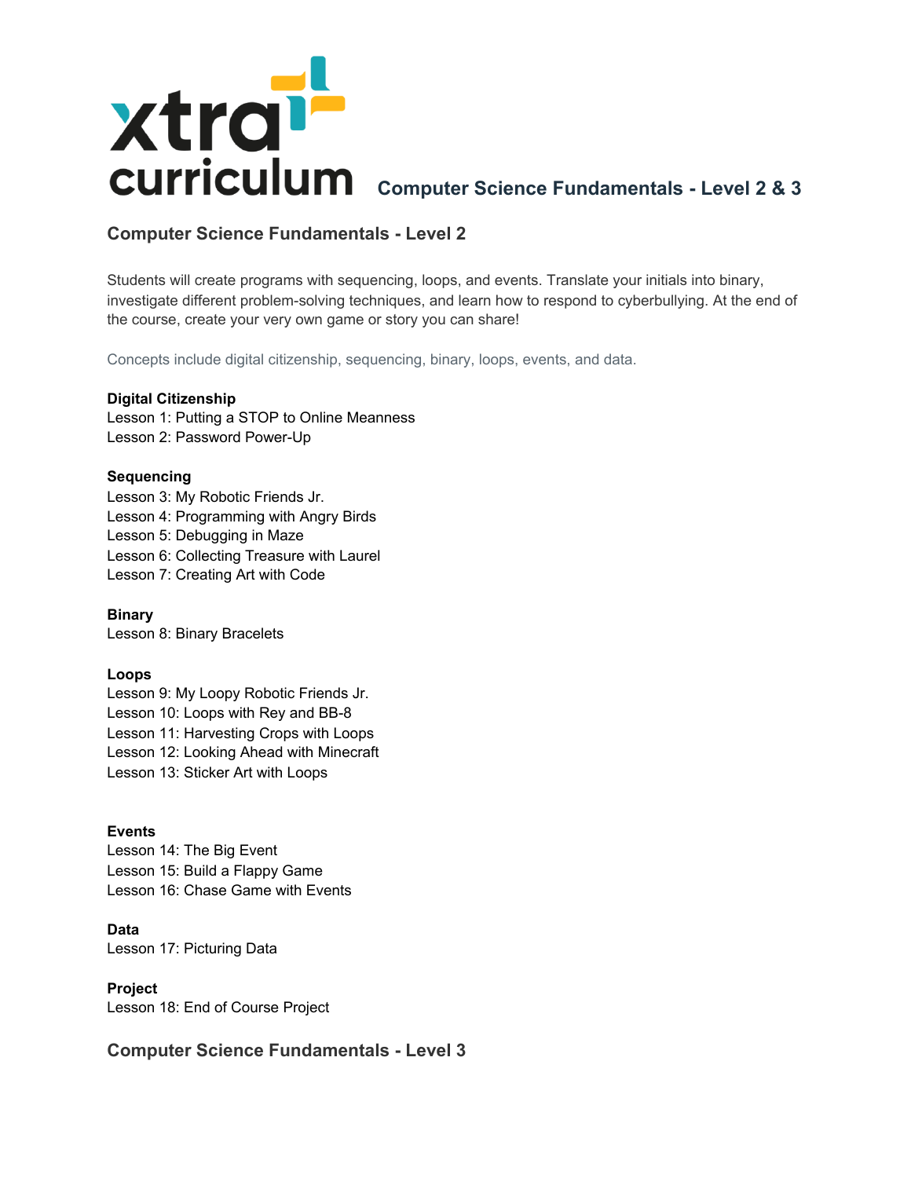# Computer Science Fundamentals - Level 2 & 3

## Computer Science Fundamentals - Level 2

Students will create programs with sequencing, loops, and events. Translate your initials into binary, investigate different problem-solving techniques, and learn how to respond to cyberbullying. At the end of the course, create your very own game or story you can share!

Concepts include digital citizenship, sequencing, binary, loops, events, and data.

**Digital Citizenship**
Lesson 1: Putting a STOP to Online Meanness
Lesson 2: Password Power-Up

**Sequencing**
Lesson 3: My Robotic Friends Jr.
Lesson 4: Programming with Angry Birds
Lesson 5: Debugging in Maze
Lesson 6: Collecting Treasure with Laurel
Lesson 7: Creating Art with Code

**Binary**
Lesson 8: Binary Bracelets

**Loops**
Lesson 9: My Loopy Robotic Friends Jr.
Lesson 10: Loops with Rey and BB-8
Lesson 11: Harvesting Crops with Loops
Lesson 12: Looking Ahead with Minecraft
Lesson 13: Sticker Art with Loops

**Events**
Lesson 14: The Big Event
Lesson 15: Build a Flappy Game
Lesson 16: Chase Game with Events

**Data**
Lesson 17: Picturing Data

**Project**
Lesson 18: End of Course Project

## Computer Science Fundamentals - Level 3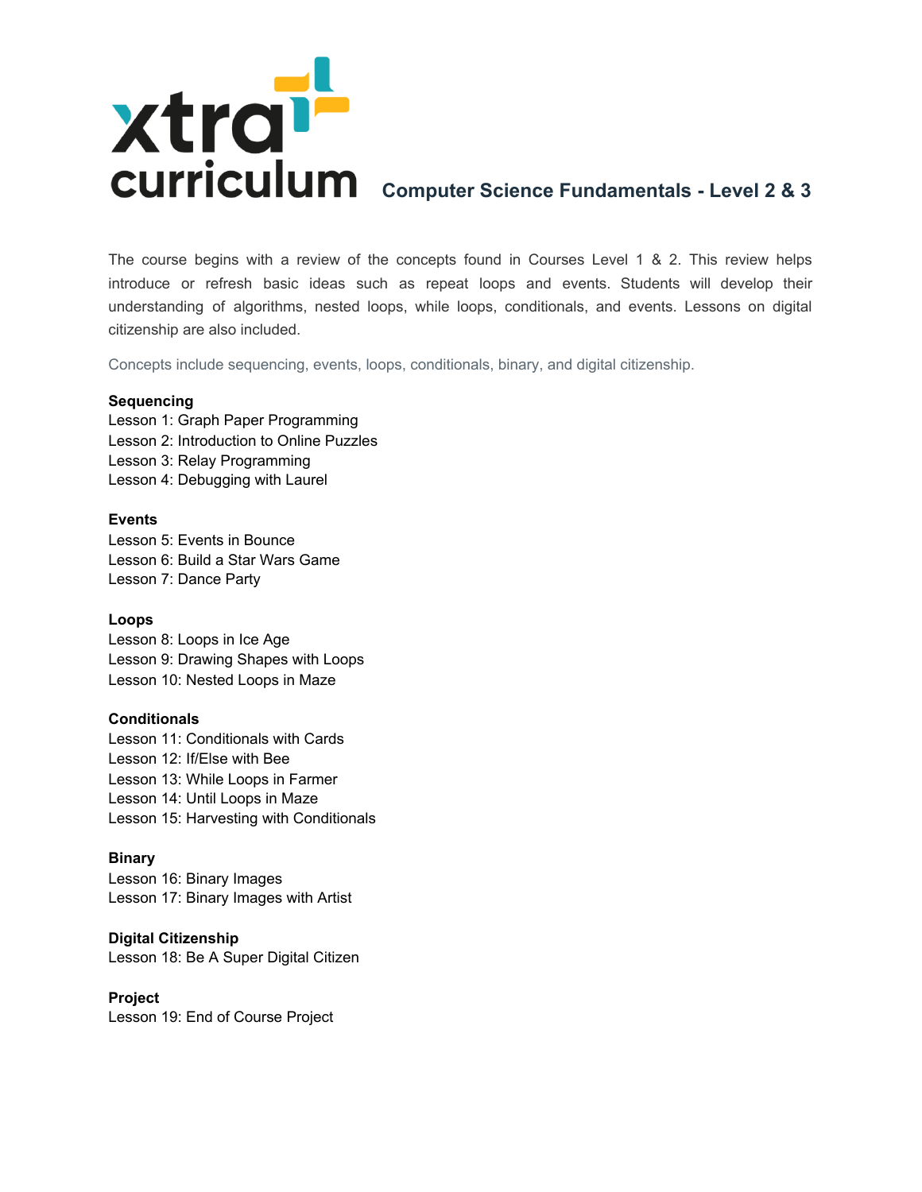# xtra curriculum

## Computer Science Fundamentals - Level 2 & 3

The course begins with a review of the concepts found in Courses Level 1 & 2. This review helps introduce or refresh basic ideas such as repeat loops and events. Students will develop their understanding of algorithms, nested loops, while loops, conditionals, and events. Lessons on digital citizenship are also included.

Concepts include sequencing, events, loops, conditionals, binary, and digital citizenship.

**Sequencing**
Lesson 1: Graph Paper Programming
Lesson 2: Introduction to Online Puzzles
Lesson 3: Relay Programming
Lesson 4: Debugging with Laurel

**Events**
Lesson 5: Events in Bounce
Lesson 6: Build a Star Wars Game
Lesson 7: Dance Party

**Loops**
Lesson 8: Loops in Ice Age
Lesson 9: Drawing Shapes with Loops
Lesson 10: Nested Loops in Maze

**Conditionals**
Lesson 11: Conditionals with Cards
Lesson 12: If/Else with Bee
Lesson 13: While Loops in Farmer
Lesson 14: Until Loops in Maze
Lesson 15: Harvesting with Conditionals

**Binary**
Lesson 16: Binary Images
Lesson 17: Binary Images with Artist

**Digital Citizenship**
Lesson 18: Be A Super Digital Citizen

**Project**
Lesson 19: End of Course Project